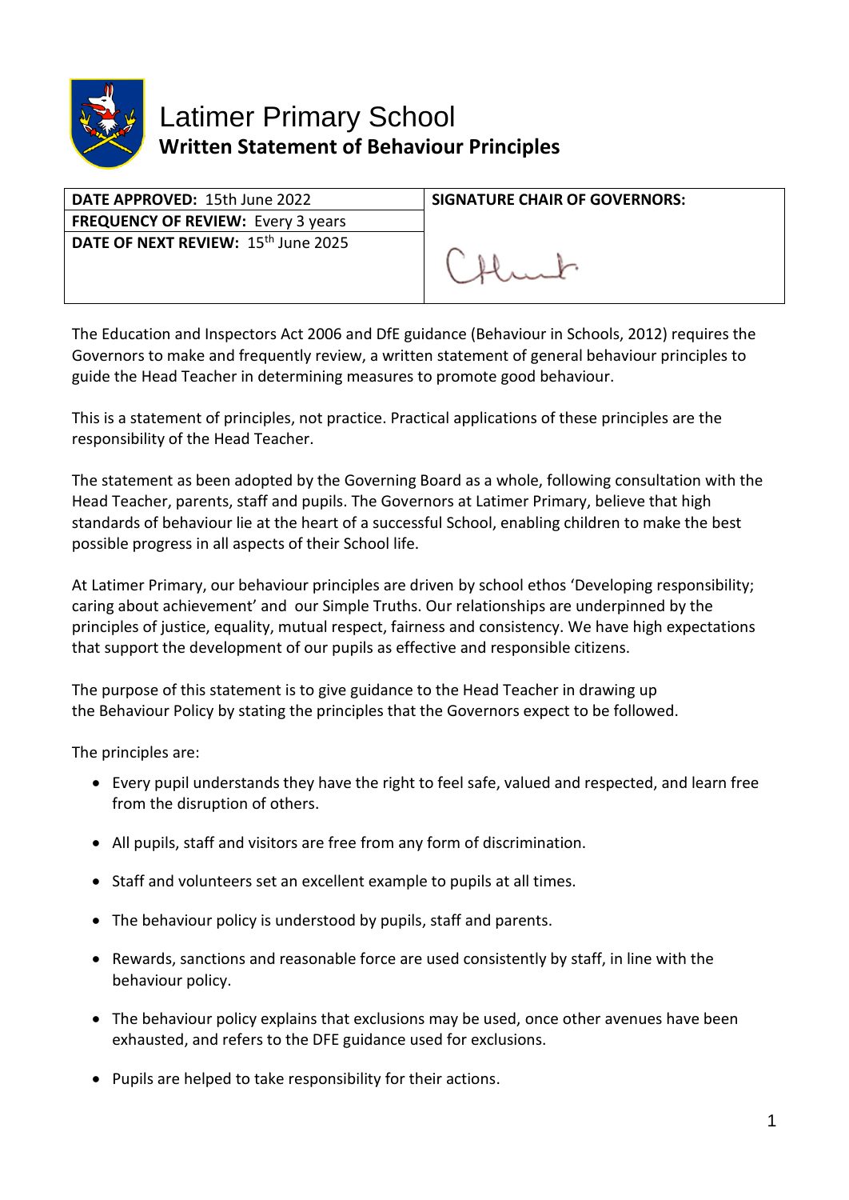# Latimer Primary School

## Written Statement of Behaviour Principles

| DATE APPROVED: 15th June 2022 | SIGNATURE CHAIR OF GOVERNORS: |
|---|---|
| FREQUENCY OF REVIEW: Every 3 years | |
| DATE OF NEXT REVIEW: 15th June 2025 | |

The Education and Inspectors Act 2006 and DfE guidance (Behaviour in Schools, 2012) requires the Governors to make and frequently review, a written statement of general behaviour principles to guide the Head Teacher in determining measures to promote good behaviour.

This is a statement of principles, not practice. Practical applications of these principles are the responsibility of the Head Teacher.

The statement as been adopted by the Governing Board as a whole, following consultation with the Head Teacher, parents, staff and pupils. The Governors at Latimer Primary, believe that high standards of behaviour lie at the heart of a successful School, enabling children to make the best possible progress in all aspects of their School life.

At Latimer Primary, our behaviour principles are driven by school ethos 'Developing responsibility; caring about achievement' and our Simple Truths. Our relationships are underpinned by the principles of justice, equality, mutual respect, fairness and consistency. We have high expectations that support the development of our pupils as effective and responsible citizens.

The purpose of this statement is to give guidance to the Head Teacher in drawing up the Behaviour Policy by stating the principles that the Governors expect to be followed.

The principles are:

- Every pupil understands they have the right to feel safe, valued and respected, and learn free from the disruption of others.
- All pupils, staff and visitors are free from any form of discrimination.
- Staff and volunteers set an excellent example to pupils at all times.
- The behaviour policy is understood by pupils, staff and parents.
- Rewards, sanctions and reasonable force are used consistently by staff, in line with the behaviour policy.
- The behaviour policy explains that exclusions may be used, once other avenues have been exhausted, and refers to the DFE guidance used for exclusions.
- Pupils are helped to take responsibility for their actions.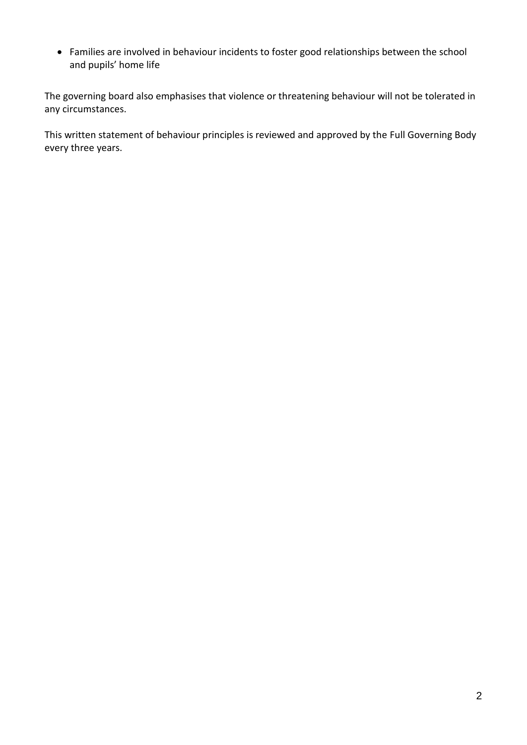- Families are involved in behaviour incidents to foster good relationships between the school and pupils' home life

The governing board also emphasises that violence or threatening behaviour will not be tolerated in any circumstances.

This written statement of behaviour principles is reviewed and approved by the Full Governing Body every three years.